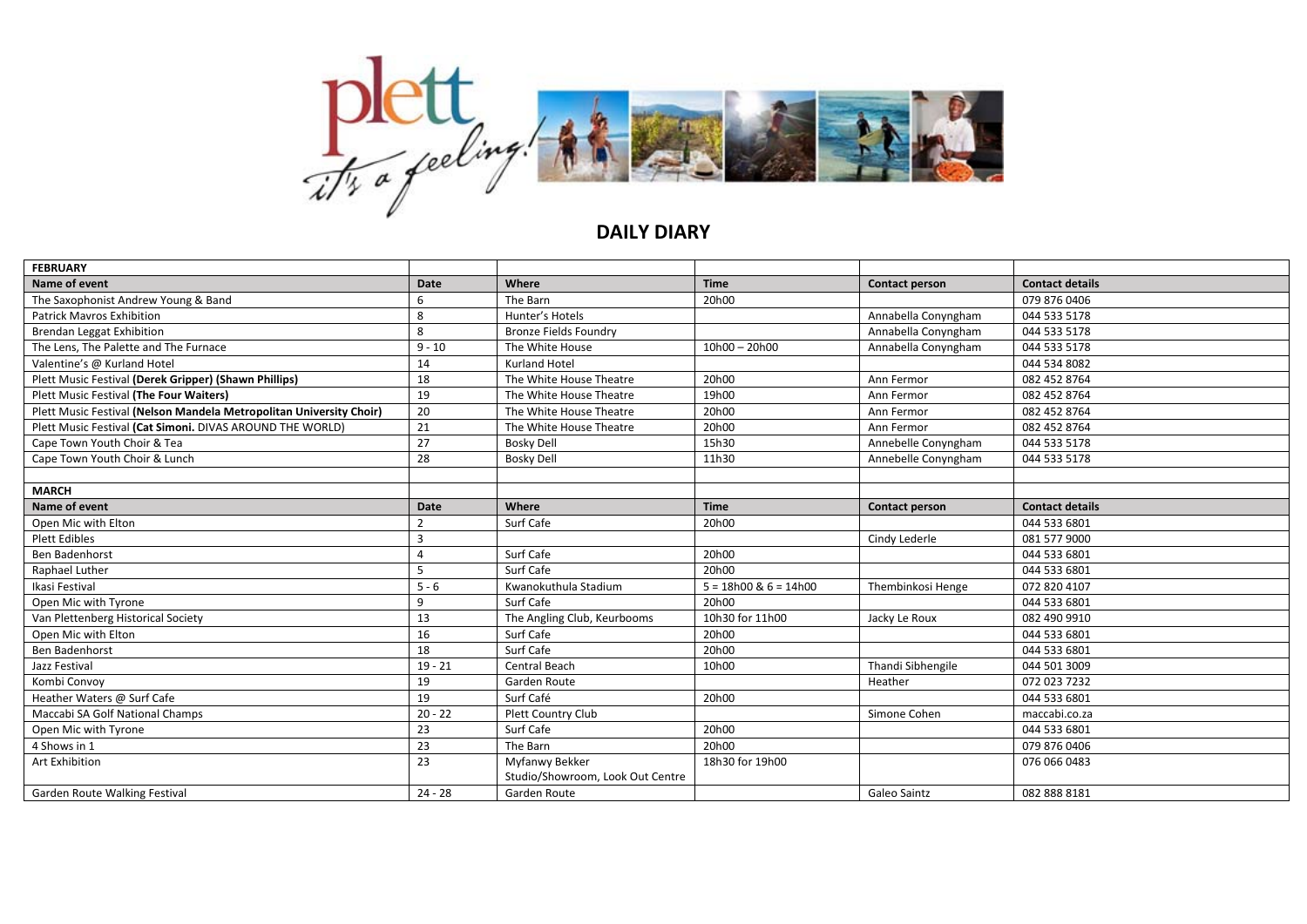# DAILY DIARY

| FEBRUARY | | | | | |
|---|---|---|---|---|---|
| **Name of event** | **Date** | **Where** | **Time** | **Contact person** | **Contact details** |
| The Saxophonist Andrew Young & Band | 6 | The Barn | 20h00 | | 079 876 0406 |
| Patrick Mavros Exhibition | 8 | Hunter's Hotels | | Annabella Conyngham | 044 533 5178 |
| Brendan Leggat Exhibition | 8 | Bronze Fields Foundry | | Annabella Conyngham | 044 533 5178 |
| The Lens, The Palette and The Furnace | 9 - 10 | The White House | 10h00 – 20h00 | Annabella Conyngham | 044 533 5178 |
| Valentine's @ Kurland Hotel | 14 | Kurland Hotel | | | 044 534 8082 |
| Plett Music Festival **(Derek Gripper) (Shawn Phillips)** | 18 | The White House Theatre | 20h00 | Ann Fermor | 082 452 8764 |
| Plett Music Festival **(The Four Waiters)** | 19 | The White House Theatre | 19h00 | Ann Fermor | 082 452 8764 |
| Plett Music Festival **(Nelson Mandela Metropolitan University Choir)** | 20 | The White House Theatre | 20h00 | Ann Fermor | 082 452 8764 |
| Plett Music Festival **(Cat Simoni.** DIVAS AROUND THE WORLD) | 21 | The White House Theatre | 20h00 | Ann Fermor | 082 452 8764 |
| Cape Town Youth Choir & Tea | 27 | Bosky Dell | 15h30 | Annebelle Conyngham | 044 533 5178 |
| Cape Town Youth Choir & Lunch | 28 | Bosky Dell | 11h30 | Annebelle Conyngham | 044 533 5178 |
| | | | | | |
| **MARCH** | | | | | |
| **Name of event** | **Date** | **Where** | **Time** | **Contact person** | **Contact details** |
| Open Mic with Elton | 2 | Surf Cafe | 20h00 | | 044 533 6801 |
| Plett Edibles | 3 | | | Cindy Lederle | 081 577 9000 |
| Ben Badenhorst | 4 | Surf Cafe | 20h00 | | 044 533 6801 |
| Raphael Luther | 5 | Surf Cafe | 20h00 | | 044 533 6801 |
| Ikasi Festival | 5 - 6 | Kwanokuthula Stadium | 5 = 18h00 & 6 = 14h00 | Thembinkosi Henge | 072 820 4107 |
| Open Mic with Tyrone | 9 | Surf Cafe | 20h00 | | 044 533 6801 |
| Van Plettenberg Historical Society | 13 | The Angling Club, Keurbooms | 10h30 for 11h00 | Jacky Le Roux | 082 490 9910 |
| Open Mic with Elton | 16 | Surf Cafe | 20h00 | | 044 533 6801 |
| Ben Badenhorst | 18 | Surf Cafe | 20h00 | | 044 533 6801 |
| Jazz Festival | 19 - 21 | Central Beach | 10h00 | Thandi Sibhengile | 044 501 3009 |
| Kombi Convoy | 19 | Garden Route | | Heather | 072 023 7232 |
| Heather Waters @ Surf Cafe | 19 | Surf Café | 20h00 | | 044 533 6801 |
| Maccabi SA Golf National Champs | 20 - 22 | Plett Country Club | | Simone Cohen | maccabi.co.za |
| Open Mic with Tyrone | 23 | Surf Cafe | 20h00 | | 044 533 6801 |
| 4 Shows in 1 | 23 | The Barn | 20h00 | | 079 876 0406 |
| Art Exhibition | 23 | Myfanwy Bekker Studio/Showroom, Look Out Centre | 18h30 for 19h00 | | 076 066 0483 |
| Garden Route Walking Festival | 24 - 28 | Garden Route | | Galeo Saintz | 082 888 8181 |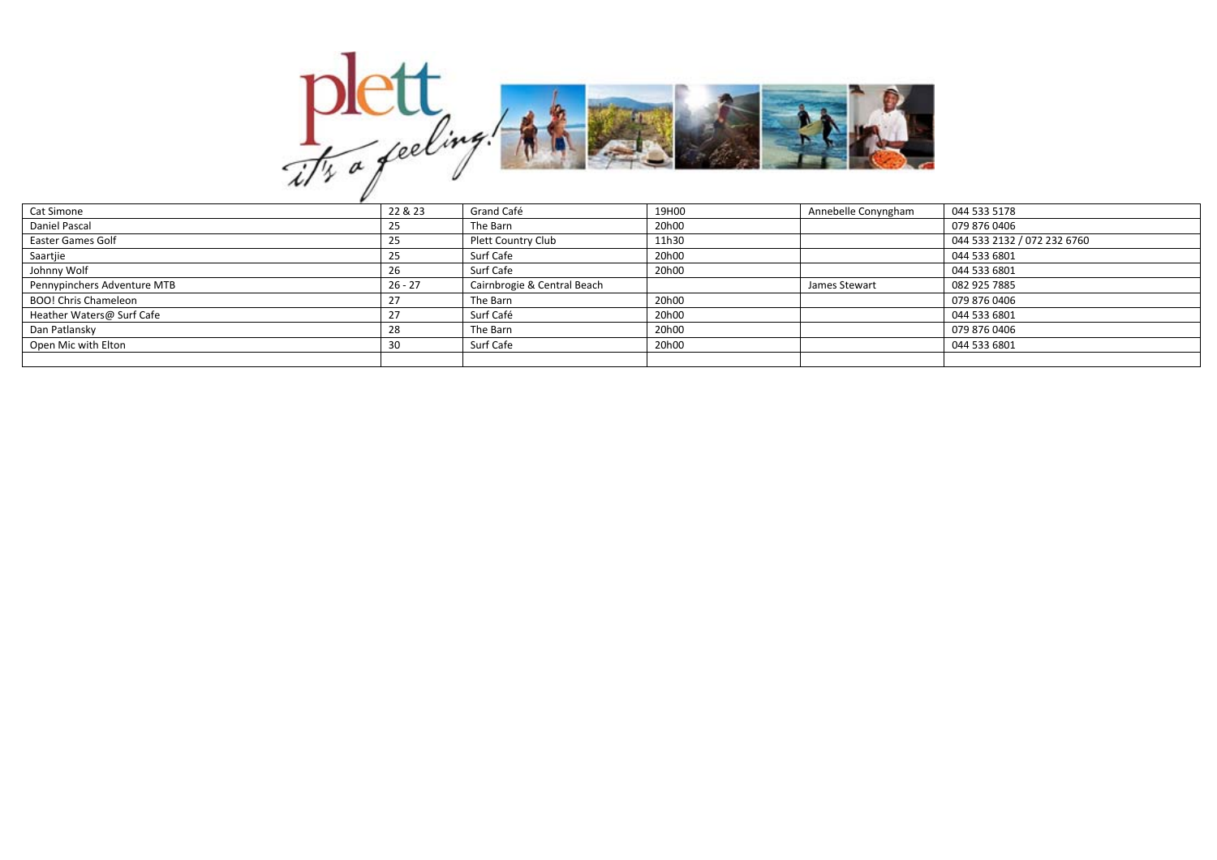plett
it's a feeling!

| | | | | | |
|---|---|---|---|---|---|
| Cat Simone | 22 & 23 | Grand Café | 19H00 | Annebelle Conyngham | 044 533 5178 |
| Daniel Pascal | 25 | The Barn | 20h00 | | 079 876 0406 |
| Easter Games Golf | 25 | Plett Country Club | 11h30 | | 044 533 2132 / 072 232 6760 |
| Saartjie | 25 | Surf Cafe | 20h00 | | 044 533 6801 |
| Johnny Wolf | 26 | Surf Cafe | 20h00 | | 044 533 6801 |
| Pennypinchers Adventure MTB | 26 - 27 | Cairnbrogie & Central Beach | | James Stewart | 082 925 7885 |
| BOO! Chris Chameleon | 27 | The Barn | 20h00 | | 079 876 0406 |
| Heather Waters@ Surf Cafe | 27 | Surf Café | 20h00 | | 044 533 6801 |
| Dan Patlansky | 28 | The Barn | 20h00 | | 079 876 0406 |
| Open Mic with Elton | 30 | Surf Cafe | 20h00 | | 044 533 6801 |
| | | | | | |